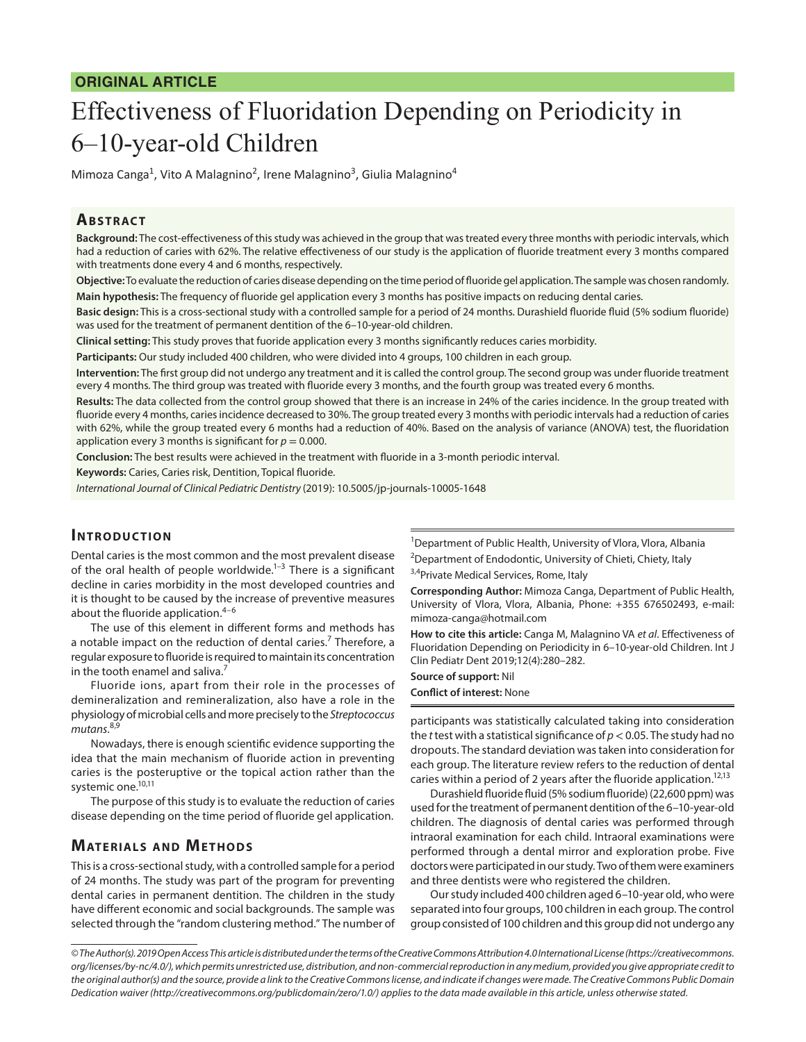**ORIGINAL ARTICLE**

# Effectiveness of Fluoridation Depending on Periodicity in 6–10-year-old Children

Mimoza Canga[1], Vito A Malagnino[2], Irene Malagnino[3], Giulia Malagnino[4]

## Abstract

**Background:** The cost-effectiveness of this study was achieved in the group that was treated every three months with periodic intervals, which had a reduction of caries with 62%. The relative effectiveness of our study is the application of fluoride treatment every 3 months compared with treatments done every 4 and 6 months, respectively.

**Objective:** To evaluate the reduction of caries disease depending on the time period of fluoride gel application. The sample was chosen randomly.

**Main hypothesis:** The frequency of fluoride gel application every 3 months has positive impacts on reducing dental caries.

**Basic design:** This is a cross-sectional study with a controlled sample for a period of 24 months. Durashield fluoride fluid (5% sodium fluoride) was used for the treatment of permanent dentition of the 6–10-year-old children.

**Clinical setting:** This study proves that fuoride application every 3 months significantly reduces caries morbidity.

**Participants:** Our study included 400 children, who were divided into 4 groups, 100 children in each group.

**Intervention:** The first group did not undergo any treatment and it is called the control group. The second group was under fluoride treatment every 4 months. The third group was treated with fluoride every 3 months, and the fourth group was treated every 6 months.

**Results:** The data collected from the control group showed that there is an increase in 24% of the caries incidence. In the group treated with fluoride every 4 months, caries incidence decreased to 30%. The group treated every 3 months with periodic intervals had a reduction of caries with 62%, while the group treated every 6 months had a reduction of 40%. Based on the analysis of variance (ANOVA) test, the fluoridation application every 3 months is significant for $p = 0.000$.

**Conclusion:** The best results were achieved in the treatment with fluoride in a 3-month periodic interval.

**Keywords:** Caries, Caries risk, Dentition, Topical fluoride.

*International Journal of Clinical Pediatric Dentistry* (2019): 10.5005/jp-journals-10005-1648

## Introduction

Dental caries is the most common and the most prevalent disease of the oral health of people worldwide.[1–3] There is a significant decline in caries morbidity in the most developed countries and it is thought to be caused by the increase of preventive measures about the fluoride application.[4–6]

The use of this element in different forms and methods has a notable impact on the reduction of dental caries.[7] Therefore, a regular exposure to fluoride is required to maintain its concentration in the tooth enamel and saliva.[7]

Fluoride ions, apart from their role in the processes of demineralization and remineralization, also have a role in the physiology of microbial cells and more precisely to the *Streptococcus mutans*.[8,9]

Nowadays, there is enough scientific evidence supporting the idea that the main mechanism of fluoride action in preventing caries is the posteruptive or the topical action rather than the systemic one.[10,11]

The purpose of this study is to evaluate the reduction of caries disease depending on the time period of fluoride gel application.

## Materials and Methods

This is a cross-sectional study, with a controlled sample for a period of 24 months. The study was part of the program for preventing dental caries in permanent dentition. The children in the study have different economic and social backgrounds. The sample was selected through the "random clustering method." The number of participants was statistically calculated taking into consideration the *t* test with a statistical significance of $p < 0.05$. The study had no dropouts. The standard deviation was taken into consideration for each group. The literature review refers to the reduction of dental caries within a period of 2 years after the fluoride application.[12,13]

Durashield fluoride fluid (5% sodium fluoride) (22,600 ppm) was used for the treatment of permanent dentition of the 6–10-year-old children. The diagnosis of dental caries was performed through intraoral examination for each child. Intraoral examinations were performed through a dental mirror and exploration probe. Five doctors were participated in our study. Two of them were examiners and three dentists were who registered the children.

Our study included 400 children aged 6–10-year old, who were separated into four groups, 100 children in each group. The control group consisted of 100 children and this group did not undergo any

[1]Department of Public Health, University of Vlora, Vlora, Albania

[2]Department of Endodontic, University of Chieti, Chiety, Italy

[3,4]Private Medical Services, Rome, Italy

**Corresponding Author:** Mimoza Canga, Department of Public Health, University of Vlora, Vlora, Albania, Phone: +355 676502493, e-mail: mimoza-canga@hotmail.com

**How to cite this article:** Canga M, Malagnino VA *et al*. Effectiveness of Fluoridation Depending on Periodicity in 6–10-year-old Children. Int J Clin Pediatr Dent 2019;12(4):280–282.

**Source of support:** Nil

**Conflict of interest:** None

*© The Author(s). 2019 Open Access This article is distributed under the terms of the Creative Commons Attribution 4.0 International License (https://creativecommons.org/licenses/by-nc/4.0/), which permits unrestricted use, distribution, and non-commercial reproduction in any medium, provided you give appropriate credit to the original author(s) and the source, provide a link to the Creative Commons license, and indicate if changes were made. The Creative Commons Public Domain Dedication waiver (http://creativecommons.org/publicdomain/zero/1.0/) applies to the data made available in this article, unless otherwise stated.*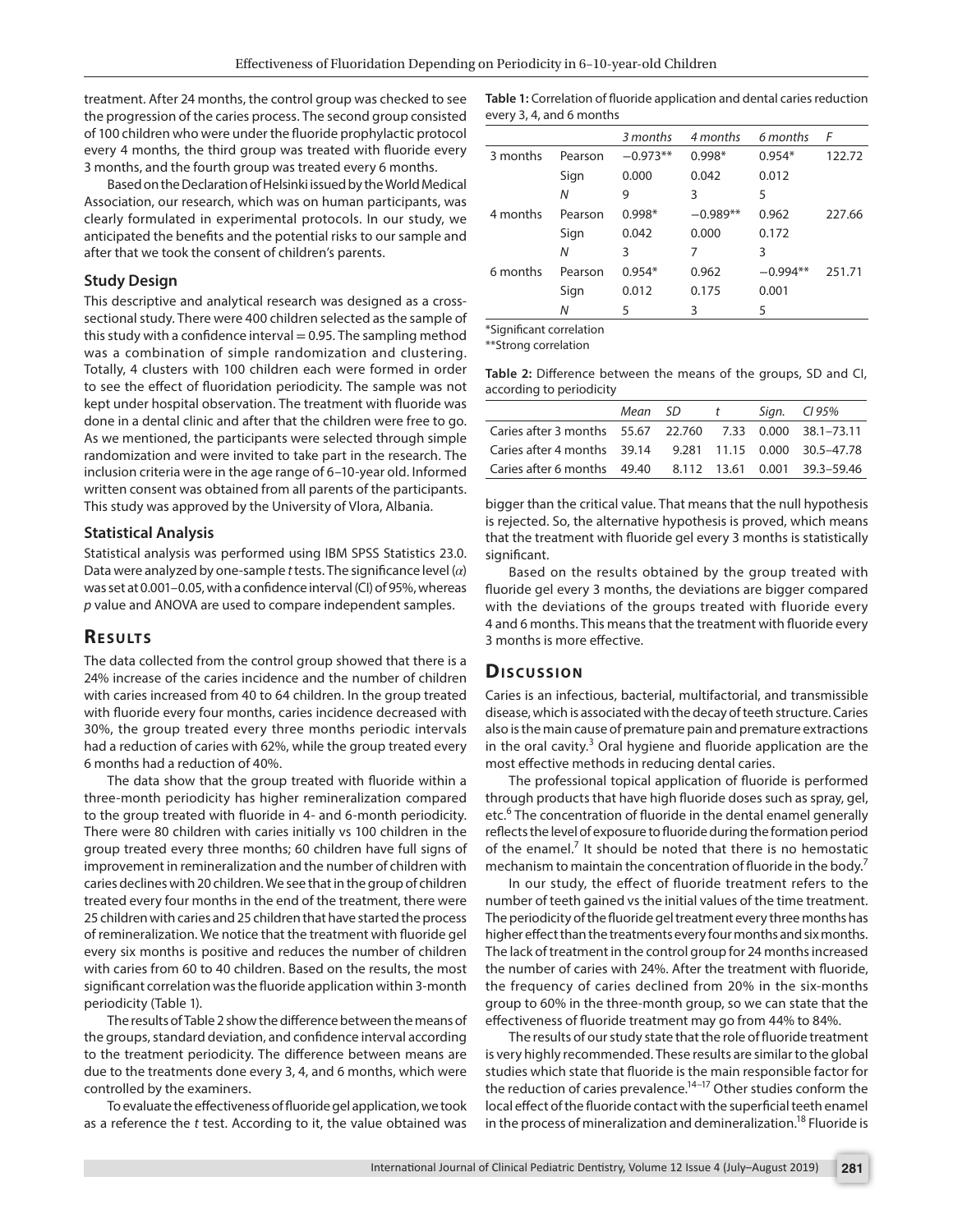treatment. After 24 months, the control group was checked to see the progression of the caries process. The second group consisted of 100 children who were under the fluoride prophylactic protocol every 4 months, the third group was treated with fluoride every 3 months, and the fourth group was treated every 6 months.

Based on the Declaration of Helsinki issued by the World Medical Association, our research, which was on human participants, was clearly formulated in experimental protocols. In our study, we anticipated the benefits and the potential risks to our sample and after that we took the consent of children's parents.

### Study Design

This descriptive and analytical research was designed as a cross-sectional study. There were 400 children selected as the sample of this study with a confidence interval = 0.95. The sampling method was a combination of simple randomization and clustering. Totally, 4 clusters with 100 children each were formed in order to see the effect of fluoridation periodicity. The sample was not kept under hospital observation. The treatment with fluoride was done in a dental clinic and after that the children were free to go. As we mentioned, the participants were selected through simple randomization and were invited to take part in the research. The inclusion criteria were in the age range of 6–10-year old. Informed written consent was obtained from all parents of the participants. This study was approved by the University of Vlora, Albania.

### Statistical Analysis

Statistical analysis was performed using IBM SPSS Statistics 23.0. Data were analyzed by one-sample *t* tests. The significance level ($\alpha$) was set at 0.001–0.05, with a confidence interval (CI) of 95%, whereas *p* value and ANOVA are used to compare independent samples.

## Results

The data collected from the control group showed that there is a 24% increase of the caries incidence and the number of children with caries increased from 40 to 64 children. In the group treated with fluoride every four months, caries incidence decreased with 30%, the group treated every three months periodic intervals had a reduction of caries with 62%, while the group treated every 6 months had a reduction of 40%.

The data show that the group treated with fluoride within a three-month periodicity has higher remineralization compared to the group treated with fluoride in 4- and 6-month periodicity. There were 80 children with caries initially vs 100 children in the group treated every three months; 60 children have full signs of improvement in remineralization and the number of children with caries declines with 20 children. We see that in the group of children treated every four months in the end of the treatment, there were 25 children with caries and 25 children that have started the process of remineralization. We notice that the treatment with fluoride gel every six months is positive and reduces the number of children with caries from 60 to 40 children. Based on the results, the most significant correlation was the fluoride application within 3-month periodicity (Table 1).

The results of Table 2 show the difference between the means of the groups, standard deviation, and confidence interval according to the treatment periodicity. The difference between means are due to the treatments done every 3, 4, and 6 months, which were controlled by the examiners.

To evaluate the effectiveness of fluoride gel application, we took as a reference the *t* test. According to it, the value obtained was bigger than the critical value. That means that the null hypothesis is rejected. So, the alternative hypothesis is proved, which means that the treatment with fluoride gel every 3 months is statistically significant.

Based on the results obtained by the group treated with fluoride gel every 3 months, the deviations are bigger compared with the deviations of the groups treated with fluoride every 4 and 6 months. This means that the treatment with fluoride every 3 months is more effective.

**Table 1:** Correlation of fluoride application and dental caries reduction every 3, 4, and 6 months

| | | *3 months* | *4 months* | *6 months* | *F* |
|---|---|---|---|---|---|
| 3 months | Pearson | −0.973** | 0.998* | 0.954* | 122.72 |
| | Sign | 0.000 | 0.042 | 0.012 | |
| | *N* | 9 | 3 | 5 | |
| 4 months | Pearson | 0.998* | −0.989** | 0.962 | 227.66 |
| | Sign | 0.042 | 0.000 | 0.172 | |
| | *N* | 3 | 7 | 3 | |
| 6 months | Pearson | 0.954* | 0.962 | −0.994** | 251.71 |
| | Sign | 0.012 | 0.175 | 0.001 | |
| | *N* | 5 | 3 | 5 | |

*Significant correlation
**Strong correlation

**Table 2:** Difference between the means of the groups, SD and CI, according to periodicity

| | *Mean* | *SD* | *t* | *Sign.* | *CI 95%* |
|---|---|---|---|---|---|
| Caries after 3 months | 55.67 | 22.760 | 7.33 | 0.000 | 38.1–73.11 |
| Caries after 4 months | 39.14 | 9.281 | 11.15 | 0.000 | 30.5–47.78 |
| Caries after 6 months | 49.40 | 8.112 | 13.61 | 0.001 | 39.3–59.46 |

## Discussion

Caries is an infectious, bacterial, multifactorial, and transmissible disease, which is associated with the decay of teeth structure. Caries also is the main cause of premature pain and premature extractions in the oral cavity.[3] Oral hygiene and fluoride application are the most effective methods in reducing dental caries.

The professional topical application of fluoride is performed through products that have high fluoride doses such as spray, gel, etc.[6] The concentration of fluoride in the dental enamel generally reflects the level of exposure to fluoride during the formation period of the enamel.[7] It should be noted that there is no hemostatic mechanism to maintain the concentration of fluoride in the body.[7]

In our study, the effect of fluoride treatment refers to the number of teeth gained vs the initial values of the time treatment. The periodicity of the fluoride gel treatment every three months has higher effect than the treatments every four months and six months. The lack of treatment in the control group for 24 months increased the number of caries with 24%. After the treatment with fluoride, the frequency of caries declined from 20% in the six-months group to 60% in the three-month group, so we can state that the effectiveness of fluoride treatment may go from 44% to 84%.

The results of our study state that the role of fluoride treatment is very highly recommended. These results are similar to the global studies which state that fluoride is the main responsible factor for the reduction of caries prevalence.[14–17] Other studies conform the local effect of the fluoride contact with the superficial teeth enamel in the process of mineralization and demineralization.[18] Fluoride is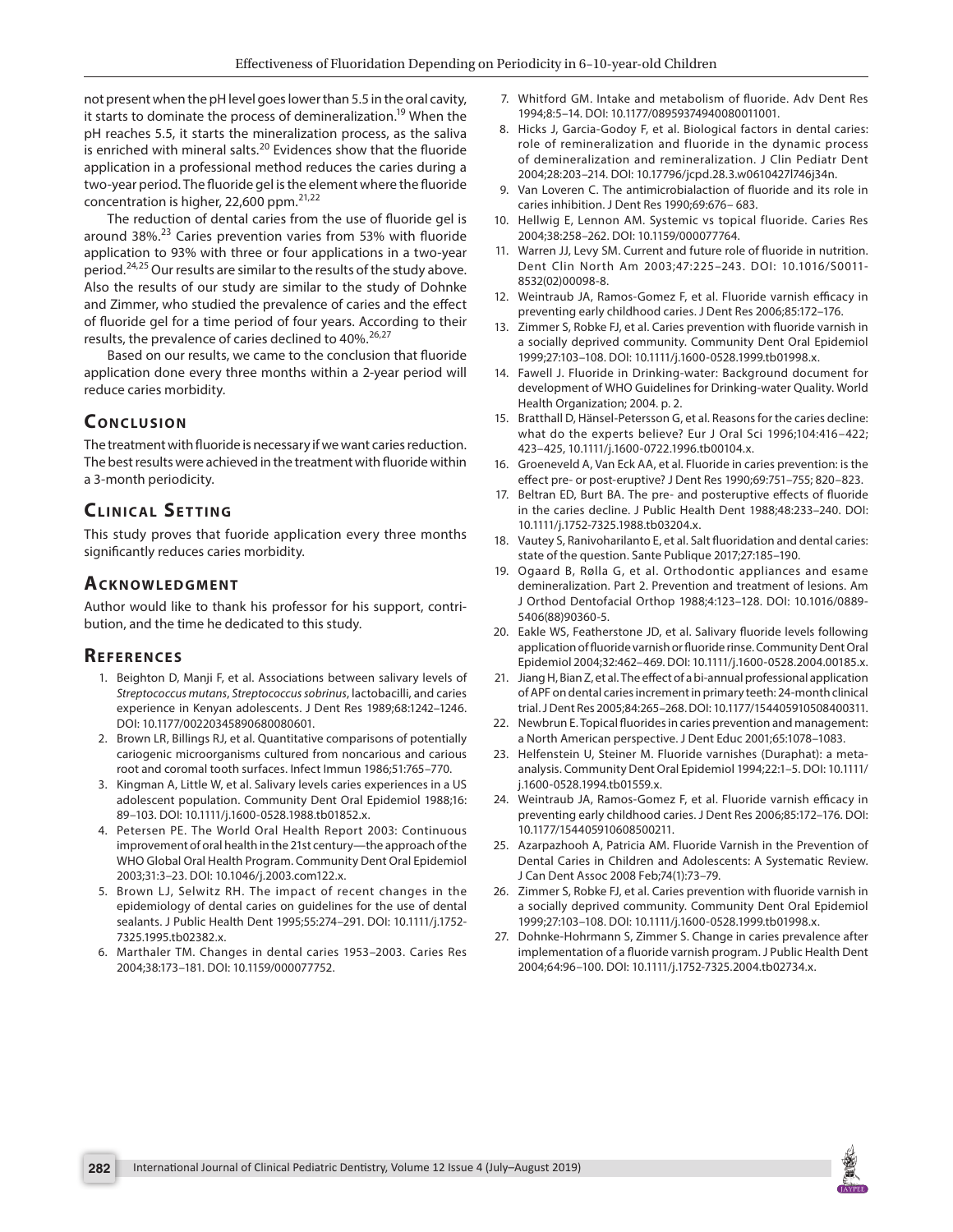not present when the pH level goes lower than 5.5 in the oral cavity, it starts to dominate the process of demineralization.[19] When the pH reaches 5.5, it starts the mineralization process, as the saliva is enriched with mineral salts.[20] Evidences show that the fluoride application in a professional method reduces the caries during a two-year period. The fluoride gel is the element where the fluoride concentration is higher, 22,600 ppm.[21,22]

The reduction of dental caries from the use of fluoride gel is around 38%.[23] Caries prevention varies from 53% with fluoride application to 93% with three or four applications in a two-year period.[24,25] Our results are similar to the results of the study above. Also the results of our study are similar to the study of Dohnke and Zimmer, who studied the prevalence of caries and the effect of fluoride gel for a time period of four years. According to their results, the prevalence of caries declined to 40%.[26,27]

Based on our results, we came to the conclusion that fluoride application done every three months within a 2-year period will reduce caries morbidity.

## Conclusion

The treatment with fluoride is necessary if we want caries reduction. The best results were achieved in the treatment with fluoride within a 3-month periodicity.

## Clinical Setting

This study proves that fuoride application every three months significantly reduces caries morbidity.

## Acknowledgment

Author would like to thank his professor for his support, contribution, and the time he dedicated to this study.

## References

1. Beighton D, Manji F, et al. Associations between salivary levels of *Streptococcus mutans*, *Streptococcus sobrinus*, lactobacilli, and caries experience in Kenyan adolescents. J Dent Res 1989;68:1242–1246. DOI: 10.1177/00220345890680080601.
2. Brown LR, Billings RJ, et al. Quantitative comparisons of potentially cariogenic microorganisms cultured from noncarious and carious root and coromal tooth surfaces. Infect Immun 1986;51:765–770.
3. Kingman A, Little W, et al. Salivary levels caries experiences in a US adolescent population. Community Dent Oral Epidemiol 1988;16: 89–103. DOI: 10.1111/j.1600-0528.1988.tb01852.x.
4. Petersen PE. The World Oral Health Report 2003: Continuous improvement of oral health in the 21st century—the approach of the WHO Global Oral Health Program. Community Dent Oral Epidemiol 2003;31:3–23. DOI: 10.1046/j.2003.com122.x.
5. Brown LJ, Selwitz RH. The impact of recent changes in the epidemiology of dental caries on guidelines for the use of dental sealants. J Public Health Dent 1995;55:274–291. DOI: 10.1111/j.1752-7325.1995.tb02382.x.
6. Marthaler TM. Changes in dental caries 1953–2003. Caries Res 2004;38:173–181. DOI: 10.1159/000077752.
7. Whitford GM. Intake and metabolism of fluoride. Adv Dent Res 1994;8:5–14. DOI: 10.1177/08959374940080011001.
8. Hicks J, Garcia-Godoy F, et al. Biological factors in dental caries: role of remineralization and fluoride in the dynamic process of demineralization and remineralization. J Clin Pediatr Dent 2004;28:203–214. DOI: 10.17796/jcpd.28.3.w0610427l746j34n.
9. Van Loveren C. The antimicrobialaction of fluoride and its role in caries inhibition. J Dent Res 1990;69:676– 683.
10. Hellwig E, Lennon AM. Systemic vs topical fluoride. Caries Res 2004;38:258–262. DOI: 10.1159/000077764.
11. Warren JJ, Levy SM. Current and future role of fluoride in nutrition. Dent Clin North Am 2003;47:225–243. DOI: 10.1016/S0011-8532(02)00098-8.
12. Weintraub JA, Ramos-Gomez F, et al. Fluoride varnish efficacy in preventing early childhood caries. J Dent Res 2006;85:172–176.
13. Zimmer S, Robke FJ, et al. Caries prevention with fluoride varnish in a socially deprived community. Community Dent Oral Epidemiol 1999;27:103–108. DOI: 10.1111/j.1600-0528.1999.tb01998.x.
14. Fawell J. Fluoride in Drinking-water: Background document for development of WHO Guidelines for Drinking-water Quality. World Health Organization; 2004. p. 2.
15. Bratthall D, Hänsel-Petersson G, et al. Reasons for the caries decline: what do the experts believe? Eur J Oral Sci 1996;104:416–422; 423–425, 10.1111/j.1600-0722.1996.tb00104.x.
16. Groeneveld A, Van Eck AA, et al. Fluoride in caries prevention: is the effect pre- or post-eruptive? J Dent Res 1990;69:751–755; 820–823.
17. Beltran ED, Burt BA. The pre- and posteruptive effects of fluoride in the caries decline. J Public Health Dent 1988;48:233–240. DOI: 10.1111/j.1752-7325.1988.tb03204.x.
18. Vautey S, Ranivoharilanto E, et al. Salt fluoridation and dental caries: state of the question. Sante Publique 2017;27:185–190.
19. Ogaard B, Rølla G, et al. Orthodontic appliances and esame demineralization. Part 2. Prevention and treatment of lesions. Am J Orthod Dentofacial Orthop 1988;4:123–128. DOI: 10.1016/0889-5406(88)90360-5.
20. Eakle WS, Featherstone JD, et al. Salivary fluoride levels following application of fluoride varnish or fluoride rinse. Community Dent Oral Epidemiol 2004;32:462–469. DOI: 10.1111/j.1600-0528.2004.00185.x.
21. Jiang H, Bian Z, et al. The effect of a bi-annual professional application of APF on dental caries increment in primary teeth: 24-month clinical trial. J Dent Res 2005;84:265–268. DOI: 10.1177/154405910508400311.
22. Newbrun E. Topical fluorides in caries prevention and management: a North American perspective. J Dent Educ 2001;65:1078–1083.
23. Helfenstein U, Steiner M. Fluoride varnishes (Duraphat): a meta-analysis. Community Dent Oral Epidemiol 1994;22:1–5. DOI: 10.1111/j.1600-0528.1994.tb01559.x.
24. Weintraub JA, Ramos-Gomez F, et al. Fluoride varnish efficacy in preventing early childhood caries. J Dent Res 2006;85:172–176. DOI: 10.1177/154405910608500211.
25. Azarpazhooh A, Patricia AM. Fluoride Varnish in the Prevention of Dental Caries in Children and Adolescents: A Systematic Review. J Can Dent Assoc 2008 Feb;74(1):73–79.
26. Zimmer S, Robke FJ, et al. Caries prevention with fluoride varnish in a socially deprived community. Community Dent Oral Epidemiol 1999;27:103–108. DOI: 10.1111/j.1600-0528.1999.tb01998.x.
27. Dohnke-Hohrmann S, Zimmer S. Change in caries prevalence after implementation of a fluoride varnish program. J Public Health Dent 2004;64:96–100. DOI: 10.1111/j.1752-7325.2004.tb02734.x.